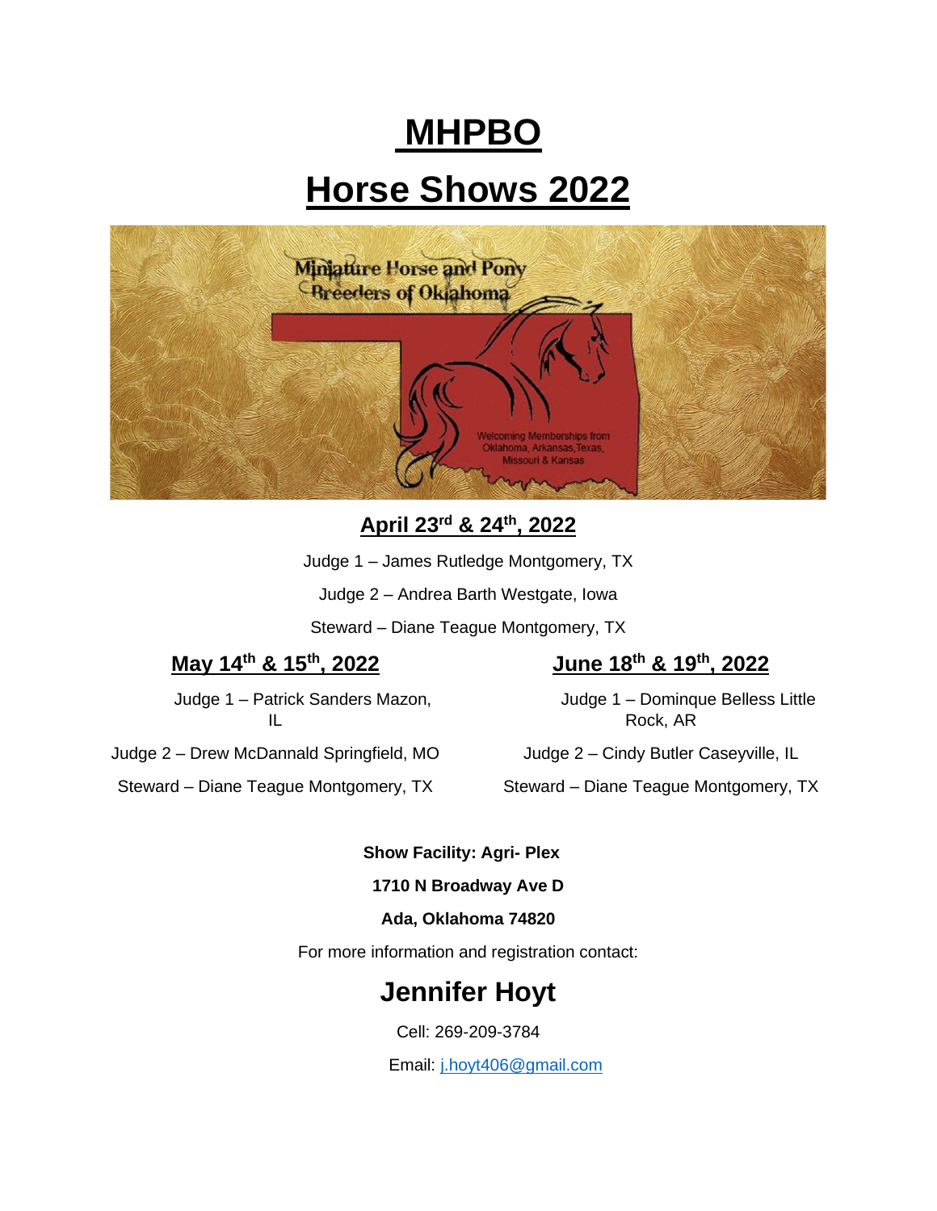# MHPBO

# Horse Shows 2022

Miniature Horse and Pony Breeders of Oklahoma

Welcoming Memberships from Oklahoma, Arkansas, Texas, Missouri & Kansas

## April 23rd & 24th, 2022

Judge 1 – James Rutledge Montgomery, TX

Judge 2 – Andrea Barth Westgate, Iowa

Steward – Diane Teague Montgomery, TX

## May 14th & 15th, 2022

Judge 1 – Patrick Sanders Mazon, IL

Judge 2 – Drew McDannald Springfield, MO

Steward – Diane Teague Montgomery, TX

## June 18th & 19th, 2022

Judge 1 – Dominque Belless Little Rock, AR

Judge 2 – Cindy Butler Caseyville, IL

Steward – Diane Teague Montgomery, TX

**Show Facility: Agri- Plex**

**1710 N Broadway Ave D**

**Ada, Oklahoma 74820**

For more information and registration contact:

## Jennifer Hoyt

Cell: 269-209-3784

Email: j.hoyt406@gmail.com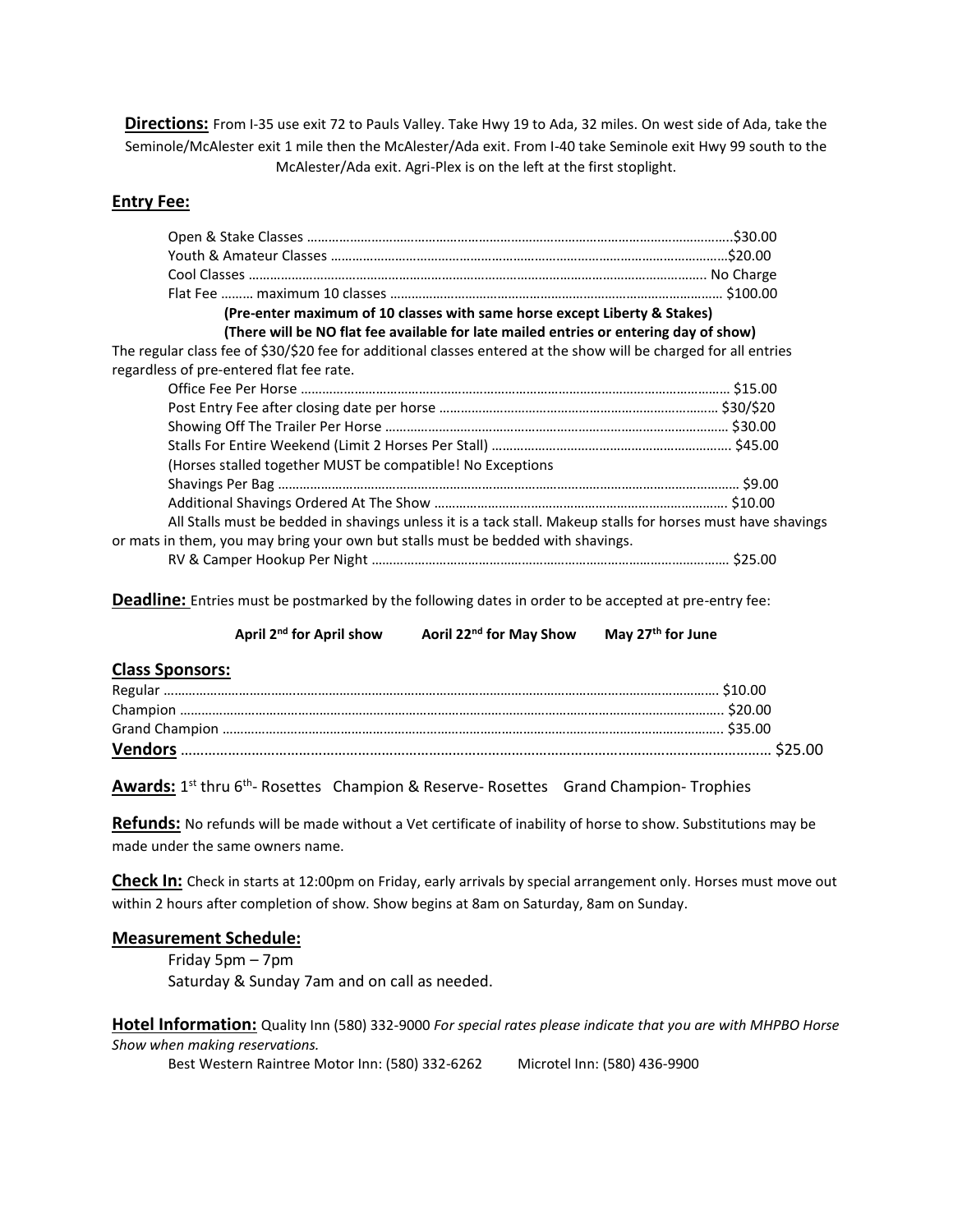**Directions:** From I-35 use exit 72 to Pauls Valley. Take Hwy 19 to Ada, 32 miles. On west side of Ada, take the Seminole/McAlester exit 1 mile then the McAlester/Ada exit. From I-40 take Seminole exit Hwy 99 south to the McAlester/Ada exit. Agri-Plex is on the left at the first stoplight.

## Entry Fee:

Open & Stake Classes ……………………………………………………………………………………………….$30.00
Youth & Amateur Classes ………………………………………………………………………………………$20.00
Cool Classes ……………………………………………………………………………………………………….. No Charge
Flat Fee ……… maximum 10 classes …………………………………………………………………………… $100.00

**(Pre-enter maximum of 10 classes with same horse except Liberty & Stakes)**
**(There will be NO flat fee available for late mailed entries or entering day of show)**

The regular class fee of $30/$20 fee for additional classes entered at the show will be charged for all entries regardless of pre-entered flat fee rate.

Office Fee Per Horse ……………………………………………………………………………………………… $15.00
Post Entry Fee after closing date per horse …………………………………………………………… $30/$20
Showing Off The Trailer Per Horse …………………………………………………………………………… $30.00
Stalls For Entire Weekend (Limit 2 Horses Per Stall) ………………………………………………… $45.00
(Horses stalled together MUST be compatible! No Exceptions
Shavings Per Bag ……………………………………………………………………………………………………… $9.00
Additional Shavings Ordered At The Show ………………………………………………………………… $10.00
All Stalls must be bedded in shavings unless it is a tack stall. Makeup stalls for horses must have shavings or mats in them, you may bring your own but stalls must be bedded with shavings.
RV & Camper Hookup Per Night ………………………………………………………………………………… $25.00

**Deadline:** Entries must be postmarked by the following dates in order to be accepted at pre-entry fee:

**April 2nd for April show  Aoril 22nd for May Show  May 27th for June**

## Class Sponsors:

Regular ……………………………………………………………………………………………………………………… $10.00
Champion …………………………………………………………………………………………………………………… $20.00
Grand Champion …………………………………………………………………………………………………………. $35.00
**Vendors** ………………………………………………………………………………………………………………………. $25.00

**Awards:** 1st thru 6th- Rosettes  Champion & Reserve- Rosettes  Grand Champion- Trophies

**Refunds:** No refunds will be made without a Vet certificate of inability of horse to show. Substitutions may be made under the same owners name.

**Check In:** Check in starts at 12:00pm on Friday, early arrivals by special arrangement only. Horses must move out within 2 hours after completion of show. Show begins at 8am on Saturday, 8am on Sunday.

## Measurement Schedule:

Friday 5pm – 7pm
Saturday & Sunday 7am and on call as needed.

**Hotel Information:** Quality Inn (580) 332-9000 *For special rates please indicate that you are with MHPBO Horse Show when making reservations.*

Best Western Raintree Motor Inn: (580) 332-6262  Microtel Inn: (580) 436-9900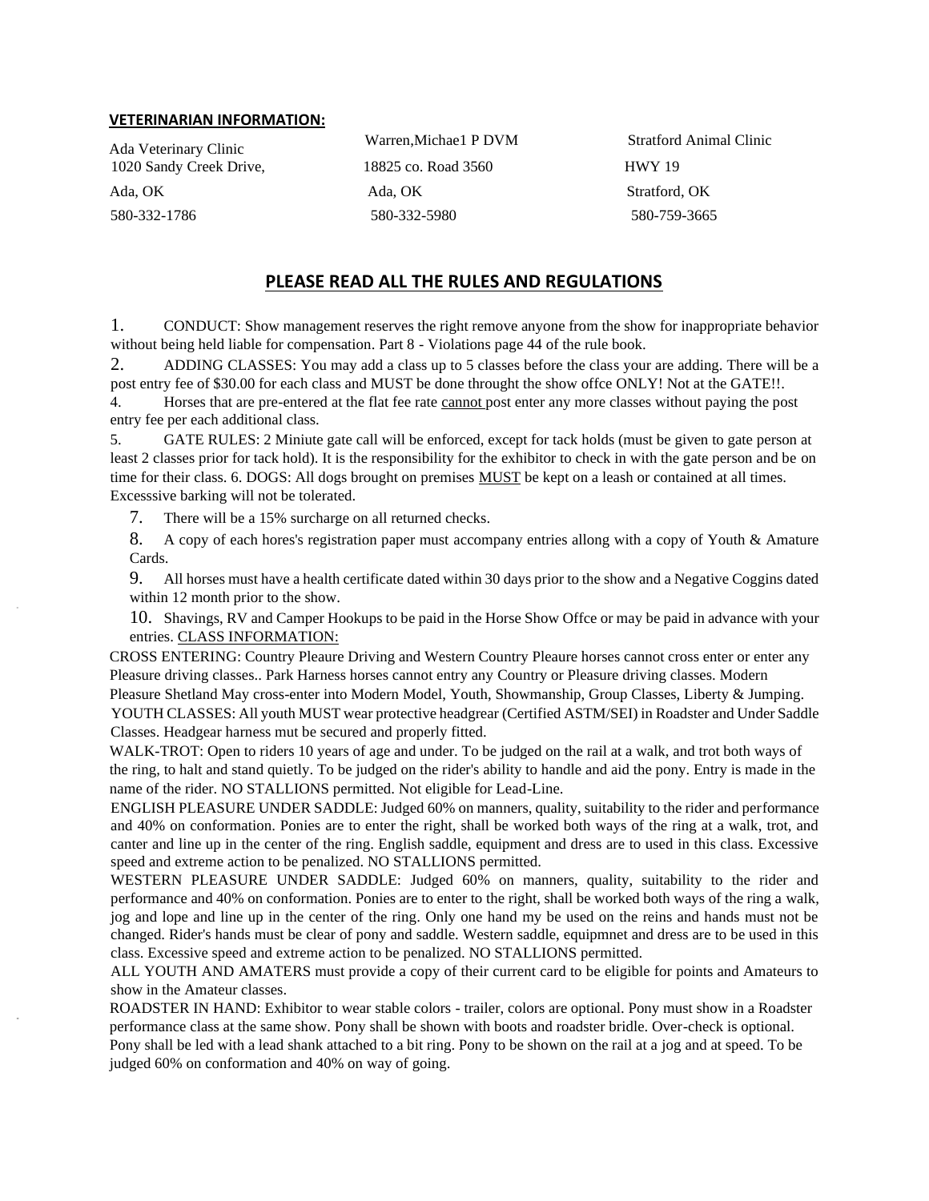**VETERINARIAN INFORMATION:**

| Ada Veterinary Clinic | Warren,Michae1 P DVM | Stratford Animal Clinic |
|---|---|---|
| 1020 Sandy Creek Drive, | 18825 co. Road 3560 | HWY 19 |
| Ada, OK | Ada, OK | Stratford, OK |
| 580-332-1786 | 580-332-5980 | 580-759-3665 |

## PLEASE READ ALL THE RULES AND REGULATIONS

1. CONDUCT: Show management reserves the right remove anyone from the show for inappropriate behavior without being held liable for compensation. Part 8 - Violations page 44 of the rule book.

2. ADDING CLASSES: You may add a class up to 5 classes before the class your are adding. There will be a post entry fee of $30.00 for each class and MUST be done throught the show offce ONLY! Not at the GATE!!.

4. Horses that are pre-entered at the flat fee rate <u>cannot</u> post enter any more classes without paying the post entry fee per each additional class.

5. GATE RULES: 2 Miniute gate call will be enforced, except for tack holds (must be given to gate person at least 2 classes prior for tack hold). It is the responsibility for the exhibitor to check in with the gate person and be on time for their class. 6. DOGS: All dogs brought on premises <u>MUST</u> be kept on a leash or contained at all times. Excesssive barking will not be tolerated.

7. There will be a 15% surcharge on all returned checks.

8. A copy of each hores's registration paper must accompany entries allong with a copy of Youth & Amature Cards.

9. All horses must have a health certificate dated within 30 days prior to the show and a Negative Coggins dated within 12 month prior to the show.

10. Shavings, RV and Camper Hookups to be paid in the Horse Show Offce or may be paid in advance with your entries. <u>CLASS INFORMATION:</u>

CROSS ENTERING: Country Pleaure Driving and Western Country Pleaure horses cannot cross enter or enter any Pleasure driving classes.. Park Harness horses cannot entry any Country or Pleasure driving classes. Modern Pleasure Shetland May cross-enter into Modern Model, Youth, Showmanship, Group Classes, Liberty & Jumping.

YOUTH CLASSES: All youth MUST wear protective headgrear (Certified ASTM/SEI) in Roadster and Under Saddle Classes. Headgear harness mut be secured and properly fitted.

WALK-TROT: Open to riders 10 years of age and under. To be judged on the rail at a walk, and trot both ways of the ring, to halt and stand quietly. To be judged on the rider's ability to handle and aid the pony. Entry is made in the name of the rider. NO STALLIONS permitted. Not eligible for Lead-Line.

ENGLISH PLEASURE UNDER SADDLE: Judged 60% on manners, quality, suitability to the rider and performance and 40% on conformation. Ponies are to enter the right, shall be worked both ways of the ring at a walk, trot, and canter and line up in the center of the ring. English saddle, equipment and dress are to used in this class. Excessive speed and extreme action to be penalized. NO STALLIONS permitted.

WESTERN PLEASURE UNDER SADDLE: Judged 60% on manners, quality, suitability to the rider and performance and 40% on conformation. Ponies are to enter to the right, shall be worked both ways of the ring a walk, jog and lope and line up in the center of the ring. Only one hand my be used on the reins and hands must not be changed. Rider's hands must be clear of pony and saddle. Western saddle, equipmnet and dress are to be used in this class. Excessive speed and extreme action to be penalized. NO STALLIONS permitted.

ALL YOUTH AND AMATERS must provide a copy of their current card to be eligible for points and Amateurs to show in the Amateur classes.

ROADSTER IN HAND: Exhibitor to wear stable colors - trailer, colors are optional. Pony must show in a Roadster performance class at the same show. Pony shall be shown with boots and roadster bridle. Over-check is optional. Pony shall be led with a lead shank attached to a bit ring. Pony to be shown on the rail at a jog and at speed. To be judged 60% on conformation and 40% on way of going.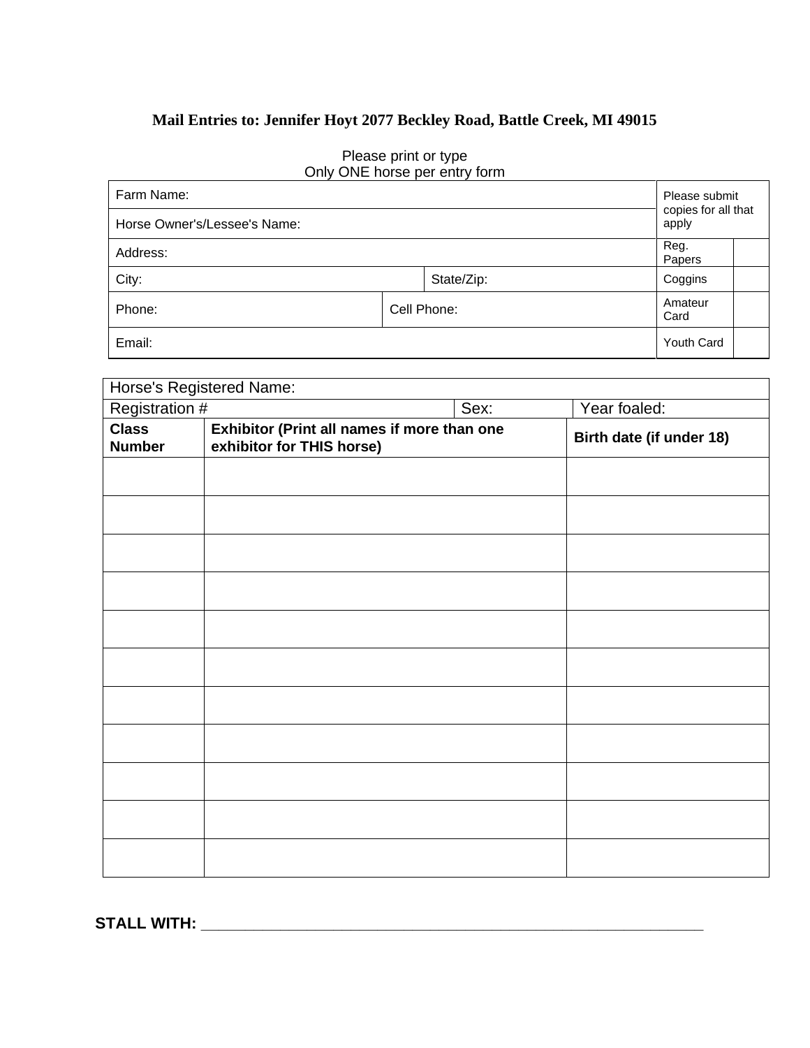**Mail Entries to: Jennifer Hoyt 2077 Beckley Road, Battle Creek, MI 49015**

Please print or type
Only ONE horse per entry form

| Farm Name: | | | Please submit copies for all that apply | |
|---|---|---|---|---|
| Horse Owner's/Lessee's Name: | | | | |
| Address: | | | Reg. Papers | |
| City: | | State/Zip: | Coggins | |
| Phone: | Cell Phone: | | Amateur Card | |
| Email: | | | Youth Card | |

| Horse's Registered Name: | | | |
|---|---|---|---|
| Registration # | | Sex: | Year foaled: |
| **Class Number** | **Exhibitor (Print all names if more than one exhibitor for THIS horse)** | **Birth date (if under 18)** | |
| | | | |
| | | | |
| | | | |
| | | | |
| | | | |
| | | | |
| | | | |
| | | | |
| | | | |
| | | | |
| | | | |

**STALL WITH:** ____________________________________________________________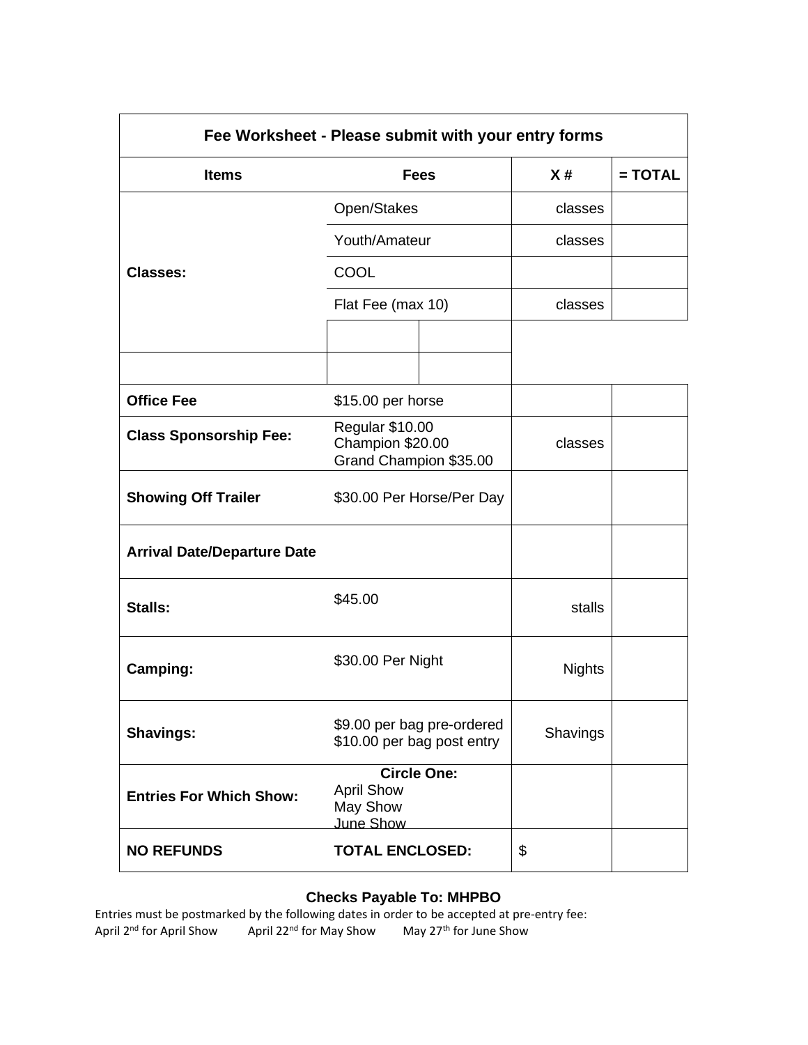| Fee Worksheet - Please submit with your entry forms | | | |
|---|---|---|---|
| **Items** | **Fees** | **X #** | **= TOTAL** |
| **Classes:** | Open/Stakes | classes | |
| | Youth/Amateur | classes | |
| | COOL | | |
| | Flat Fee (max 10) | classes | |
| | | | |
| | | | |
| **Office Fee** | $15.00 per horse | | |
| **Class Sponsorship Fee:** | Regular $10.00<br>Champion $20.00<br>Grand Champion $35.00 | classes | |
| **Showing Off Trailer** | $30.00 Per Horse/Per Day | | |
| **Arrival Date/Departure Date** | | | |
| **Stalls:** | $45.00 | stalls | |
| **Camping:** | $30.00 Per Night | Nights | |
| **Shavings:** | $9.00 per bag pre-ordered<br>$10.00 per bag post entry | Shavings | |
| **Entries For Which Show:** | **Circle One:**<br>April Show<br>May Show<br>June Show | | |
| **NO REFUNDS** | **TOTAL ENCLOSED:** | $ | |

**Checks Payable To: MHPBO**

Entries must be postmarked by the following dates in order to be accepted at pre-entry fee:

April 2nd for April Show April 22nd for May Show May 27th for June Show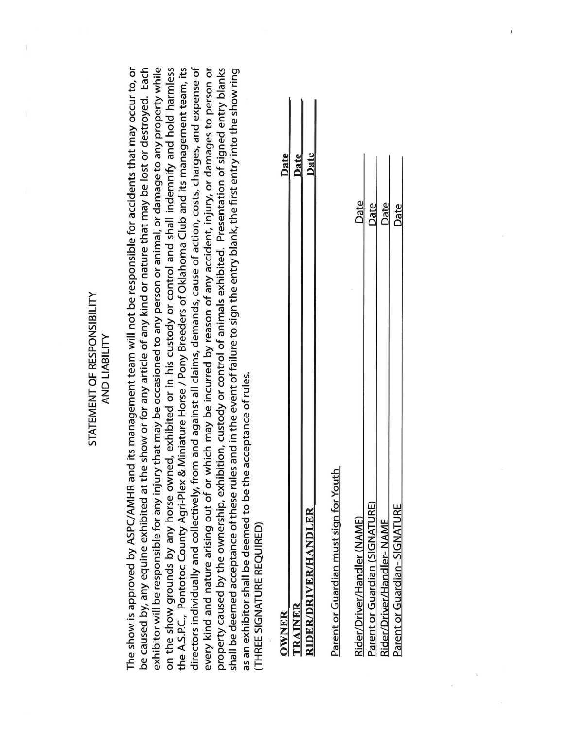# STATEMENT OF RESPONSIBILITY AND LIABILITY

The show is approved by ASPC/AMHR and its management team will not be responsible for accidents that may occur to, or be caused by, any equine exhibited at the show or for any article of any kind or nature that may be lost or destroyed. Each exhibitor will be responsible for any injury that may be occasioned to any person or animal, or damage to any property while on the show grounds by any horse owned, exhibited or in his custody or control and shall indemnify and hold harmless the A.S.P.C., Pontotoc County Agri-Plex & Miniature Horse / Pony Breeders of Oklahoma Club and its management team, its directors individually and collectively, from and against all claims, demands, cause of action, costs, charges, and expense of every kind and nature arising out of or which may be incurred by reason of any accident, injury, or damages to person or property caused by the ownership, exhibition, custody or control of animals exhibited. Presentation of signed entry blanks shall be deemed acceptance of these rules and in the event of failure to sign the entry blank, the first entry into the show ring as an exhibitor shall be deemed to be the acceptance of rules.
(THREE SIGNATURE REQUIRED)

**OWNER** ______________________________ **Date** __________

**TRAINER** ______________________________ **Date** __________

**RIDER/DRIVER/HANDLER** ______________________________ **Date** __________

Parent or Guardian must sign for Youth

Rider/Driver/Handler (NAME) ______________________________ Date __________

Parent or Guardian (SIGNATURE) ______________________________ Date __________

Rider/Driver/Handler- NAME ______________________________ Date __________

Parent or Guardian- SIGNATURE ______________________________ Date __________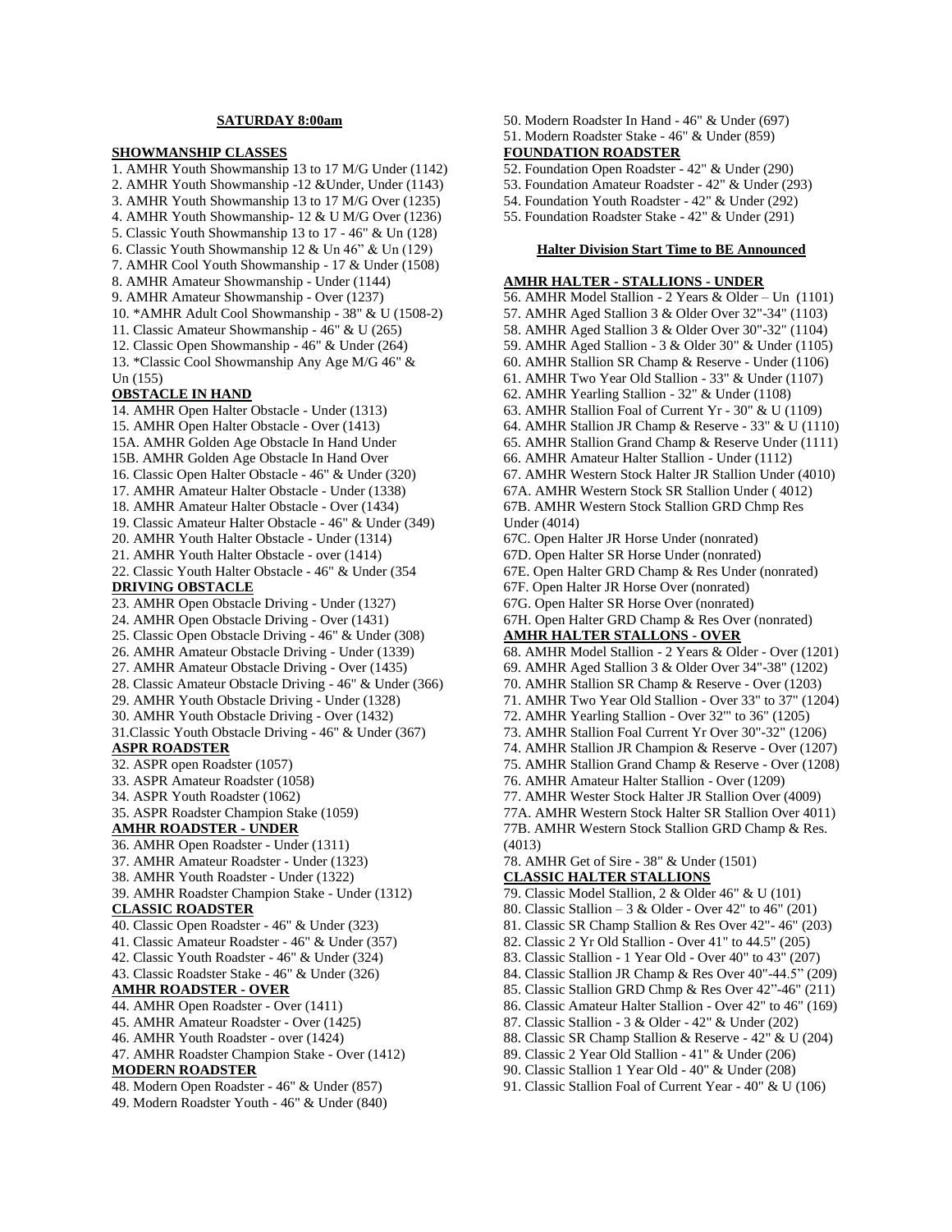**SATURDAY 8:00am**

**SHOWMANSHIP CLASSES**

1. AMHR Youth Showmanship 13 to 17 M/G Under (1142)
2. AMHR Youth Showmanship -12 &Under, Under (1143)
3. AMHR Youth Showmanship 13 to 17 M/G Over (1235)
4. AMHR Youth Showmanship- 12 & U M/G Over (1236)
5. Classic Youth Showmanship 13 to 17 - 46" & Un (128)
6. Classic Youth Showmanship 12 & Un 46" & Un (129)
7. AMHR Cool Youth Showmanship - 17 & Under (1508)
8. AMHR Amateur Showmanship - Under (1144)
9. AMHR Amateur Showmanship - Over (1237)
10. *AMHR Adult Cool Showmanship - 38" & U (1508-2)
11. Classic Amateur Showmanship - 46" & U (265)
12. Classic Open Showmanship - 46" & Under (264)
13. *Classic Cool Showmanship Any Age M/G 46" & Un (155)

**OBSTACLE IN HAND**

14. AMHR Open Halter Obstacle - Under (1313)
15. AMHR Open Halter Obstacle - Over (1413)
15A. AMHR Golden Age Obstacle In Hand Under
15B. AMHR Golden Age Obstacle In Hand Over
16. Classic Open Halter Obstacle - 46" & Under (320)
17. AMHR Amateur Halter Obstacle - Under (1338)
18. AMHR Amateur Halter Obstacle - Over (1434)
19. Classic Amateur Halter Obstacle - 46" & Under (349)
20. AMHR Youth Halter Obstacle - Under (1314)
21. AMHR Youth Halter Obstacle - over (1414)
22. Classic Youth Halter Obstacle - 46" & Under (354

**DRIVING OBSTACLE**

23. AMHR Open Obstacle Driving - Under (1327)
24. AMHR Open Obstacle Driving - Over (1431)
25. Classic Open Obstacle Driving - 46" & Under (308)
26. AMHR Amateur Obstacle Driving - Under (1339)
27. AMHR Amateur Obstacle Driving - Over (1435)
28. Classic Amateur Obstacle Driving - 46" & Under (366)
29. AMHR Youth Obstacle Driving - Under (1328)
30. AMHR Youth Obstacle Driving - Over (1432)
31. Classic Youth Obstacle Driving - 46" & Under (367)

**ASPR ROADSTER**

32. ASPR open Roadster (1057)
33. ASPR Amateur Roadster (1058)
34. ASPR Youth Roadster (1062)
35. ASPR Roadster Champion Stake (1059)

**AMHR ROADSTER - UNDER**

36. AMHR Open Roadster - Under (1311)
37. AMHR Amateur Roadster - Under (1323)
38. AMHR Youth Roadster - Under (1322)
39. AMHR Roadster Champion Stake - Under (1312)

**CLASSIC ROADSTER**

40. Classic Open Roadster - 46" & Under (323)
41. Classic Amateur Roadster - 46" & Under (357)
42. Classic Youth Roadster - 46" & Under (324)
43. Classic Roadster Stake - 46" & Under (326)

**AMHR ROADSTER - OVER**

44. AMHR Open Roadster - Over (1411)
45. AMHR Amateur Roadster - Over (1425)
46. AMHR Youth Roadster - over (1424)
47. AMHR Roadster Champion Stake - Over (1412)

**MODERN ROADSTER**

48. Modern Open Roadster - 46" & Under (857)
49. Modern Roadster Youth - 46" & Under (840)
50. Modern Roadster In Hand - 46" & Under (697)
51. Modern Roadster Stake - 46" & Under (859)

**FOUNDATION ROADSTER**

52. Foundation Open Roadster - 42" & Under (290)
53. Foundation Amateur Roadster - 42" & Under (293)
54. Foundation Youth Roadster - 42" & Under (292)
55. Foundation Roadster Stake - 42" & Under (291)

**Halter Division Start Time to BE Announced**

**AMHR HALTER - STALLIONS - UNDER**

56. AMHR Model Stallion - 2 Years & Older – Un (1101)
57. AMHR Aged Stallion 3 & Older Over 32"-34" (1103)
58. AMHR Aged Stallion 3 & Older Over 30"-32" (1104)
59. AMHR Aged Stallion - 3 & Older 30" & Under (1105)
60. AMHR Stallion SR Champ & Reserve - Under (1106)
61. AMHR Two Year Old Stallion - 33" & Under (1107)
62. AMHR Yearling Stallion - 32" & Under (1108)
63. AMHR Stallion Foal of Current Yr - 30" & U (1109)
64. AMHR Stallion JR Champ & Reserve - 33" & U (1110)
65. AMHR Stallion Grand Champ & Reserve Under (1111)
66. AMHR Amateur Halter Stallion - Under (1112)
67. AMHR Western Stock Halter JR Stallion Under (4010)
67A. AMHR Western Stock SR Stallion Under ( 4012)
67B. AMHR Western Stock Stallion GRD Chmp Res Under (4014)
67C. Open Halter JR Horse Under (nonrated)
67D. Open Halter SR Horse Under (nonrated)
67E. Open Halter GRD Champ & Res Under (nonrated)
67F. Open Halter JR Horse Over (nonrated)
67G. Open Halter SR Horse Over (nonrated)
67H. Open Halter GRD Champ & Res Over (nonrated)

**AMHR HALTER STALLONS - OVER**

68. AMHR Model Stallion - 2 Years & Older - Over (1201)
69. AMHR Aged Stallion 3 & Older Over 34"-38" (1202)
70. AMHR Stallion SR Champ & Reserve - Over (1203)
71. AMHR Two Year Old Stallion - Over 33" to 37" (1204)
72. AMHR Yearling Stallion - Over 32"' to 36" (1205)
73. AMHR Stallion Foal Current Yr Over 30"-32" (1206)
74. AMHR Stallion JR Champion & Reserve - Over (1207)
75. AMHR Stallion Grand Champ & Reserve - Over (1208)
76. AMHR Amateur Halter Stallion - Over (1209)
77. AMHR Wester Stock Halter JR Stallion Over (4009)
77A. AMHR Western Stock Halter SR Stallion Over 4011)
77B. AMHR Western Stock Stallion GRD Champ & Res. (4013)
78. AMHR Get of Sire - 38" & Under (1501)

**CLASSIC HALTER STALLIONS**

79. Classic Model Stallion, 2 & Older 46" & U (101)
80. Classic Stallion – 3 & Older - Over 42" to 46" (201)
81. Classic SR Champ Stallion & Res Over 42"- 46" (203)
82. Classic 2 Yr Old Stallion - Over 41" to 44.5" (205)
83. Classic Stallion - 1 Year Old - Over 40" to 43" (207)
84. Classic Stallion JR Champ & Res Over 40"-44.5" (209)
85. Classic Stallion GRD Chmp & Res Over 42"-46" (211)
86. Classic Amateur Halter Stallion - Over 42" to 46" (169)
87. Classic Stallion - 3 & Older - 42" & Under (202)
88. Classic SR Champ Stallion & Reserve - 42" & U (204)
89. Classic 2 Year Old Stallion - 41" & Under (206)
90. Classic Stallion 1 Year Old - 40" & Under (208)
91. Classic Stallion Foal of Current Year - 40" & U (106)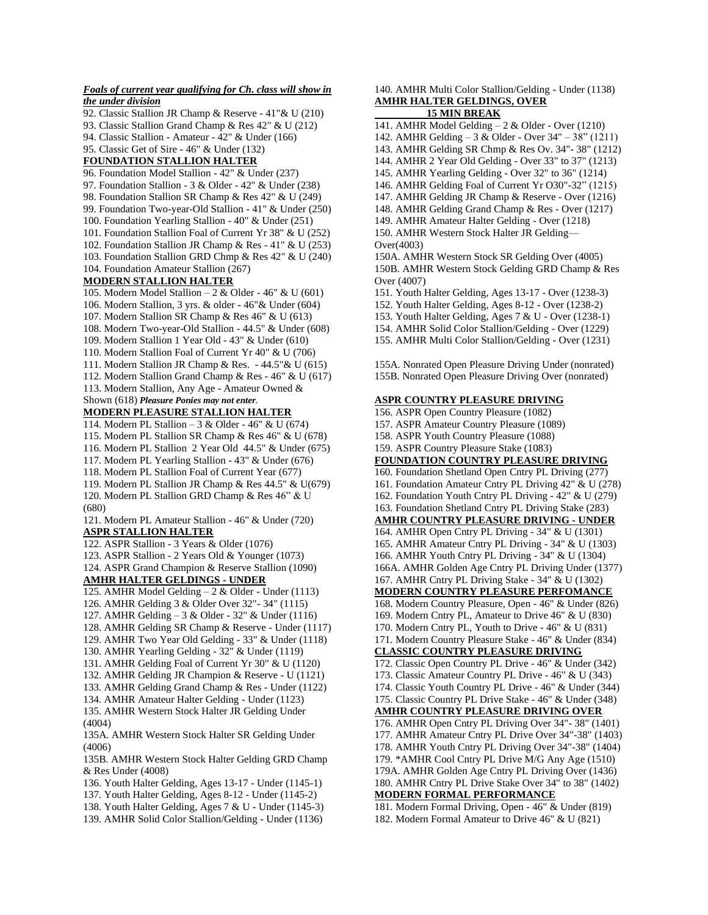***Foals of current year qualifying for Ch. class will show in the under division***

92. Classic Stallion JR Champ & Reserve - 41"& U (210)
93. Classic Stallion Grand Champ & Res 42" & U (212)
94. Classic Stallion - Amateur - 42" & Under (166)
95. Classic Get of Sire - 46" & Under (132)

**FOUNDATION STALLION HALTER**

96. Foundation Model Stallion - 42" & Under (237)
97. Foundation Stallion - 3 & Older - 42" & Under (238)
98. Foundation Stallion SR Champ & Res 42" & U (249)
99. Foundation Two-year-Old Stallion - 41" & Under (250)
100. Foundation Yearling Stallion - 40" & Under (251)
101. Foundation Stallion Foal of Current Yr 38" & U (252)
102. Foundation Stallion JR Champ & Res - 41" & U (253)
103. Foundation Stallion GRD Chmp & Res 42" & U (240)
104. Foundation Amateur Stallion (267)

**MODERN STALLION HALTER**

105. Modern Model Stallion – 2 & Older - 46" & U (601)
106. Modern Stallion, 3 yrs. & older - 46"& Under (604)
107. Modern Stallion SR Champ & Res 46" & U (613)
108. Modern Two-year-Old Stallion - 44.5" & Under (608)
109. Modern Stallion 1 Year Old - 43" & Under (610)
110. Modern Stallion Foal of Current Yr 40" & U (706)
111. Modern Stallion JR Champ & Res. - 44.5"& U (615)
112. Modern Stallion Grand Champ & Res - 46" & U (617)
113. Modern Stallion, Any Age - Amateur Owned & Shown (618) ***Pleasure Ponies may not enter.***

**MODERN PLEASURE STALLION HALTER**

114. Modern PL Stallion – 3 & Older - 46" & U (674)
115. Modern PL Stallion SR Champ & Res 46" & U (678)
116. Modern PL Stallion 2 Year Old 44.5" & Under (675)
117. Modern PL Yearling Stallion - 43" & Under (676)
118. Modern PL Stallion Foal of Current Year (677)
119. Modern PL Stallion JR Champ & Res 44.5" & U(679)
120. Modern PL Stallion GRD Champ & Res 46" & U (680)
121. Modern PL Amateur Stallion - 46" & Under (720)

**ASPR STALLION HALTER**

122. ASPR Stallion - 3 Years & Older (1076)
123. ASPR Stallion - 2 Years Old & Younger (1073)
124. ASPR Grand Champion & Reserve Stallion (1090)

**AMHR HALTER GELDINGS - UNDER**

125. AMHR Model Gelding – 2 & Older - Under (1113)
126. AMHR Gelding 3 & Older Over 32"- 34" (1115)
127. AMHR Gelding – 3 & Older - 32" & Under (1116)
128. AMHR Gelding SR Champ & Reserve - Under (1117)
129. AMHR Two Year Old Gelding - 33" & Under (1118)
130. AMHR Yearling Gelding - 32" & Under (1119)
131. AMHR Gelding Foal of Current Yr 30" & U (1120)
132. AMHR Gelding JR Champion & Reserve - U (1121)
133. AMHR Gelding Grand Champ & Res - Under (1122)
134. AMHR Amateur Halter Gelding - Under (1123)
135. AMHR Western Stock Halter JR Gelding Under (4004)
135A. AMHR Western Stock Halter SR Gelding Under (4006)
135B. AMHR Western Stock Halter Gelding GRD Champ & Res Under (4008)
136. Youth Halter Gelding, Ages 13-17 - Under (1145-1)
137. Youth Halter Gelding, Ages 8-12 - Under (1145-2)
138. Youth Halter Gelding, Ages 7 & U - Under (1145-3)
139. AMHR Solid Color Stallion/Gelding - Under (1136)
140. AMHR Multi Color Stallion/Gelding - Under (1138)

**AMHR HALTER GELDINGS, OVER**

**15 MIN BREAK**

141. AMHR Model Gelding – 2 & Older - Over (1210)
142. AMHR Gelding – 3 & Older - Over 34" – 38" (1211)
143. AMHR Gelding SR Chmp & Res Ov. 34"- 38" (1212)
144. AMHR 2 Year Old Gelding - Over 33" to 37" (1213)
145. AMHR Yearling Gelding - Over 32" to 36" (1214)
146. AMHR Gelding Foal of Current Yr O30"-32" (1215)
147. AMHR Gelding JR Champ & Reserve - Over (1216)
148. AMHR Gelding Grand Champ & Res - Over (1217)
149. AMHR Amateur Halter Gelding - Over (1218)
150. AMHR Western Stock Halter JR Gelding—Over(4003)
150A. AMHR Western Stock SR Gelding Over (4005)
150B. AMHR Western Stock Gelding GRD Champ & Res Over (4007)
151. Youth Halter Gelding, Ages 13-17 - Over (1238-3)
152. Youth Halter Gelding, Ages 8-12 - Over (1238-2)
153. Youth Halter Gelding, Ages 7 & U - Over (1238-1)
154. AMHR Solid Color Stallion/Gelding - Over (1229)
155. AMHR Multi Color Stallion/Gelding - Over (1231)

155A. Nonrated Open Pleasure Driving Under (nonrated)
155B. Nonrated Open Pleasure Driving Over (nonrated)

**ASPR COUNTRY PLEASURE DRIVING**

156. ASPR Open Country Pleasure (1082)
157. ASPR Amateur Country Pleasure (1089)
158. ASPR Youth Country Pleasure (1088)
159. ASPR Country Pleasure Stake (1083)

**FOUNDATION COUNTRY PLEASURE DRIVING**

160. Foundation Shetland Open Cntry PL Driving (277)
161. Foundation Amateur Cntry PL Driving 42" & U (278)
162. Foundation Youth Cntry PL Driving - 42" & U (279)
163. Foundation Shetland Cntry PL Driving Stake (283)

**AMHR COUNTRY PLEASURE DRIVING - UNDER**

164. AMHR Open Cntry PL Driving - 34" & U (1301)
165. AMHR Amateur Cntry PL Driving - 34" & U (1303)
166. AMHR Youth Cntry PL Driving - 34" & U (1304)
166A. AMHR Golden Age Cntry PL Driving Under (1377)
167. AMHR Cntry PL Driving Stake - 34" & U (1302)

**MODERN COUNTRY PLEASURE PERFOMANCE**

168. Modern Country Pleasure, Open - 46" & Under (826)
169. Modern Cntry PL, Amateur to Drive 46" & U (830)
170. Modern Cntry PL, Youth to Drive - 46" & U (831)
171. Modern Country Pleasure Stake - 46" & Under (834)

**CLASSIC COUNTRY PLEASURE DRIVING**

172. Classic Open Country PL Drive - 46" & Under (342)
173. Classic Amateur Country PL Drive - 46" & U (343)
174. Classic Youth Country PL Drive - 46" & Under (344)
175. Classic Country PL Drive Stake - 46" & Under (348)

**AMHR COUNTRY PLEASURE DRIVING OVER**

176. AMHR Open Cntry PL Driving Over 34"- 38" (1401)
177. AMHR Amateur Cntry PL Drive Over 34"-38" (1403)
178. AMHR Youth Cntry PL Driving Over 34"-38" (1404)
179. *AMHR Cool Cntry PL Drive M/G Any Age (1510)
179A. AMHR Golden Age Cntry PL Driving Over (1436)
180. AMHR Cntry PL Drive Stake Over 34" to 38" (1402)

**MODERN FORMAL PERFORMANCE**

181. Modern Formal Driving, Open - 46" & Under (819)
182. Modern Formal Amateur to Drive 46" & U (821)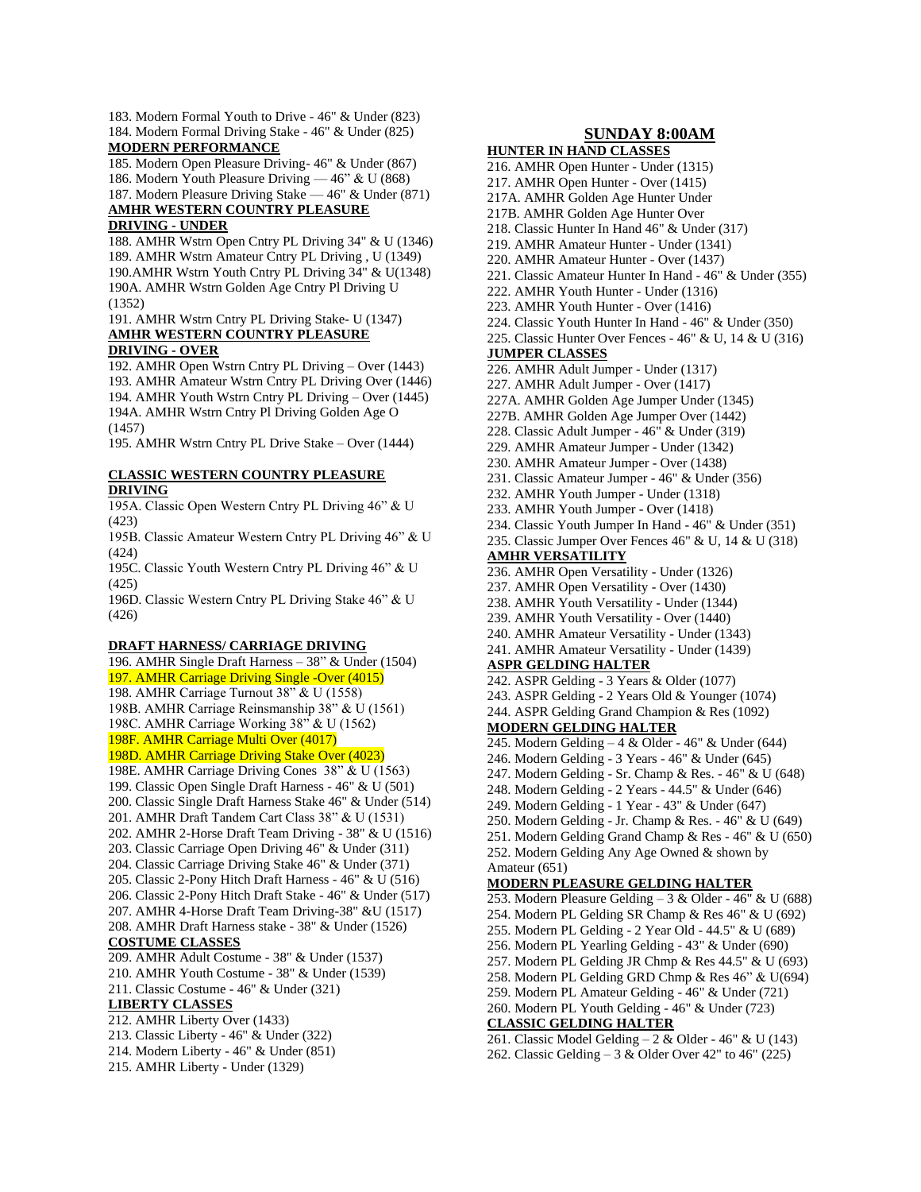183. Modern Formal Youth to Drive - 46" & Under (823)
184. Modern Formal Driving Stake - 46" & Under (825)

**MODERN PERFORMANCE**

185. Modern Open Pleasure Driving- 46" & Under (867)
186. Modern Youth Pleasure Driving — 46" & U (868)
187. Modern Pleasure Driving Stake — 46" & Under (871)

**AMHR WESTERN COUNTRY PLEASURE DRIVING - UNDER**

188. AMHR Wstrn Open Cntry PL Driving 34" & U (1346)
189. AMHR Wstrn Amateur Cntry PL Driving , U (1349)
190.AMHR Wstrn Youth Cntry PL Driving 34" & U(1348)
190A. AMHR Wstrn Golden Age Cntry Pl Driving U (1352)
191. AMHR Wstrn Cntry PL Driving Stake- U (1347)

**AMHR WESTERN COUNTRY PLEASURE DRIVING - OVER**

192. AMHR Open Wstrn Cntry PL Driving – Over (1443)
193. AMHR Amateur Wstrn Cntry PL Driving Over (1446)
194. AMHR Youth Wstrn Cntry PL Driving – Over (1445)
194A. AMHR Wstrn Cntry Pl Driving Golden Age O (1457)
195. AMHR Wstrn Cntry PL Drive Stake – Over (1444)

**CLASSIC WESTERN COUNTRY PLEASURE DRIVING**

195A. Classic Open Western Cntry PL Driving 46" & U (423)
195B. Classic Amateur Western Cntry PL Driving 46" & U (424)
195C. Classic Youth Western Cntry PL Driving 46" & U (425)
196D. Classic Western Cntry PL Driving Stake 46" & U (426)

**DRAFT HARNESS/ CARRIAGE DRIVING**

196. AMHR Single Draft Harness – 38" & Under (1504)
197. AMHR Carriage Driving Single -Over (4015)
198. AMHR Carriage Turnout 38" & U (1558)
198B. AMHR Carriage Reinsmanship 38" & U (1561)
198C. AMHR Carriage Working 38" & U (1562)
198F. AMHR Carriage Multi Over (4017)
198D. AMHR Carriage Driving Stake Over (4023)
198E. AMHR Carriage Driving Cones 38" & U (1563)
199. Classic Open Single Draft Harness - 46" & U (501)
200. Classic Single Draft Harness Stake 46" & Under (514)
201. AMHR Draft Tandem Cart Class 38" & U (1531)
202. AMHR 2-Horse Draft Team Driving - 38" & U (1516)
203. Classic Carriage Open Driving 46" & Under (311)
204. Classic Carriage Driving Stake 46" & Under (371)
205. Classic 2-Pony Hitch Draft Harness - 46" & U (516)
206. Classic 2-Pony Hitch Draft Stake - 46" & Under (517)
207. AMHR 4-Horse Draft Team Driving-38" &U (1517)
208. AMHR Draft Harness stake - 38" & Under (1526)

**COSTUME CLASSES**

209. AMHR Adult Costume - 38" & Under (1537)
210. AMHR Youth Costume - 38" & Under (1539)
211. Classic Costume - 46" & Under (321)

**LIBERTY CLASSES**

212. AMHR Liberty Over (1433)
213. Classic Liberty - 46" & Under (322)
214. Modern Liberty - 46" & Under (851)
215. AMHR Liberty - Under (1329)

## SUNDAY 8:00AM

**HUNTER IN HAND CLASSES**

216. AMHR Open Hunter - Under (1315)
217. AMHR Open Hunter - Over (1415)
217A. AMHR Golden Age Hunter Under
217B. AMHR Golden Age Hunter Over
218. Classic Hunter In Hand 46" & Under (317)
219. AMHR Amateur Hunter - Under (1341)
220. AMHR Amateur Hunter - Over (1437)
221. Classic Amateur Hunter In Hand - 46" & Under (355)
222. AMHR Youth Hunter - Under (1316)
223. AMHR Youth Hunter - Over (1416)
224. Classic Youth Hunter In Hand - 46" & Under (350)
225. Classic Hunter Over Fences - 46" & U, 14 & U (316)

**JUMPER CLASSES**

226. AMHR Adult Jumper - Under (1317)
227. AMHR Adult Jumper - Over (1417)
227A. AMHR Golden Age Jumper Under (1345)
227B. AMHR Golden Age Jumper Over (1442)
228. Classic Adult Jumper - 46" & Under (319)
229. AMHR Amateur Jumper - Under (1342)
230. AMHR Amateur Jumper - Over (1438)
231. Classic Amateur Jumper - 46" & Under (356)
232. AMHR Youth Jumper - Under (1318)
233. AMHR Youth Jumper - Over (1418)
234. Classic Youth Jumper In Hand - 46" & Under (351)
235. Classic Jumper Over Fences 46" & U, 14 & U (318)

**AMHR VERSATILITY**

236. AMHR Open Versatility - Under (1326)
237. AMHR Open Versatility - Over (1430)
238. AMHR Youth Versatility - Under (1344)
239. AMHR Youth Versatility - Over (1440)
240. AMHR Amateur Versatility - Under (1343)
241. AMHR Amateur Versatility - Under (1439)

**ASPR GELDING HALTER**

242. ASPR Gelding - 3 Years & Older (1077)
243. ASPR Gelding - 2 Years Old & Younger (1074)
244. ASPR Gelding Grand Champion & Res (1092)

**MODERN GELDING HALTER**

245. Modern Gelding – 4 & Older - 46" & Under (644)
246. Modern Gelding - 3 Years - 46" & Under (645)
247. Modern Gelding - Sr. Champ & Res. - 46" & U (648)
248. Modern Gelding - 2 Years - 44.5" & Under (646)
249. Modern Gelding - 1 Year - 43" & Under (647)
250. Modern Gelding - Jr. Champ & Res. - 46" & U (649)
251. Modern Gelding Grand Champ & Res - 46" & U (650)
252. Modern Gelding Any Age Owned & shown by Amateur (651)

**MODERN PLEASURE GELDING HALTER**

253. Modern Pleasure Gelding – 3 & Older - 46" & U (688)
254. Modern PL Gelding SR Champ & Res 46" & U (692)
255. Modern PL Gelding - 2 Year Old - 44.5" & U (689)
256. Modern PL Yearling Gelding - 43" & Under (690)
257. Modern PL Gelding JR Chmp & Res 44.5" & U (693)
258. Modern PL Gelding GRD Chmp & Res 46" & U(694)
259. Modern PL Amateur Gelding - 46" & Under (721)
260. Modern PL Youth Gelding - 46" & Under (723)

**CLASSIC GELDING HALTER**

261. Classic Model Gelding – 2 & Older - 46" & U (143)
262. Classic Gelding – 3 & Older Over 42" to 46" (225)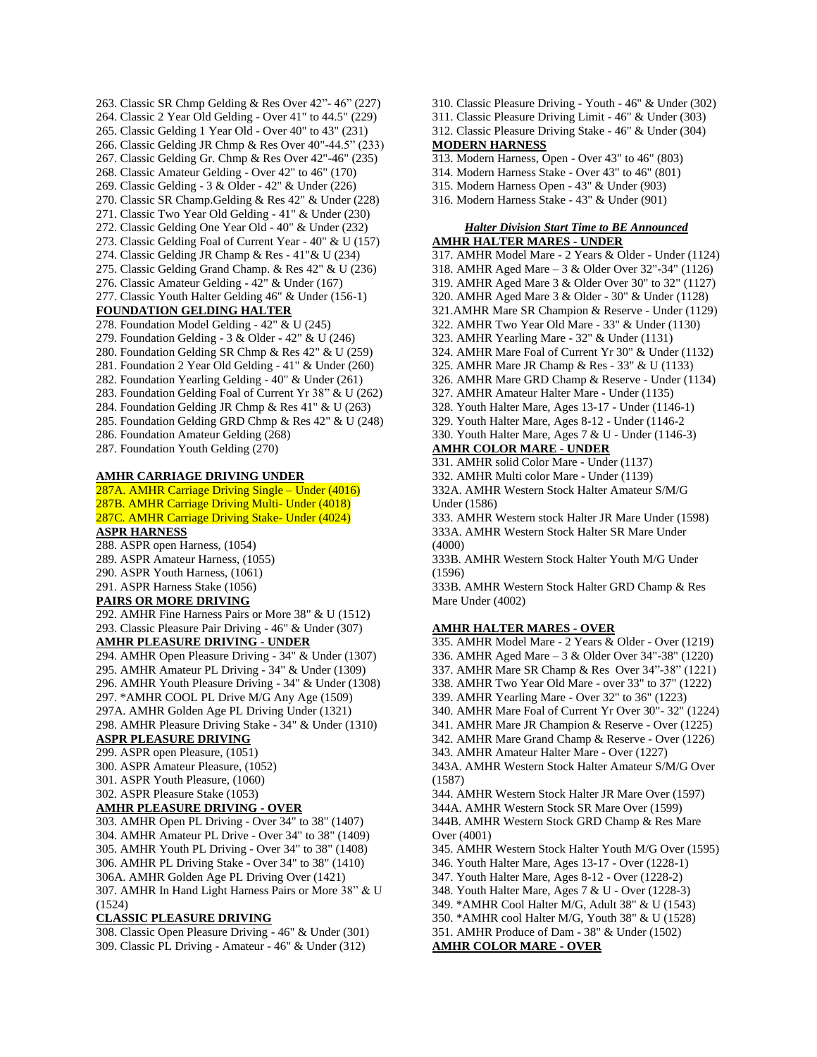263. Classic SR Chmp Gelding & Res Over 42"- 46" (227)
264. Classic 2 Year Old Gelding - Over 41" to 44.5" (229)
265. Classic Gelding 1 Year Old - Over 40" to 43" (231)
266. Classic Gelding JR Chmp & Res Over 40"-44.5" (233)
267. Classic Gelding Gr. Chmp & Res Over 42"-46" (235)
268. Classic Amateur Gelding - Over 42" to 46" (170)
269. Classic Gelding - 3 & Older - 42" & Under (226)
270. Classic SR Champ.Gelding & Res 42" & Under (228)
271. Classic Two Year Old Gelding - 41" & Under (230)
272. Classic Gelding One Year Old - 40" & Under (232)
273. Classic Gelding Foal of Current Year - 40" & U (157)
274. Classic Gelding JR Champ & Res - 41"& U (234)
275. Classic Gelding Grand Champ. & Res 42" & U (236)
276. Classic Amateur Gelding - 42" & Under (167)
277. Classic Youth Halter Gelding 46" & Under (156-1)

**FOUNDATION GELDING HALTER**

278. Foundation Model Gelding - 42" & U (245)
279. Foundation Gelding - 3 & Older - 42" & U (246)
280. Foundation Gelding SR Chmp & Res 42" & U (259)
281. Foundation 2 Year Old Gelding - 41" & Under (260)
282. Foundation Yearling Gelding - 40" & Under (261)
283. Foundation Gelding Foal of Current Yr 38" & U (262)
284. Foundation Gelding JR Chmp & Res 41" & U (263)
285. Foundation Gelding GRD Chmp & Res 42" & U (248)
286. Foundation Amateur Gelding (268)
287. Foundation Youth Gelding (270)

**AMHR CARRIAGE DRIVING UNDER**

287A. AMHR Carriage Driving Single – Under (4016)
287B. AMHR Carriage Driving Multi- Under (4018)
287C. AMHR Carriage Driving Stake- Under (4024)

**ASPR HARNESS**

288. ASPR open Harness, (1054)
289. ASPR Amateur Harness, (1055)
290. ASPR Youth Harness, (1061)
291. ASPR Harness Stake (1056)

**PAIRS OR MORE DRIVING**

292. AMHR Fine Harness Pairs or More 38" & U (1512)
293. Classic Pleasure Pair Driving - 46" & Under (307)

**AMHR PLEASURE DRIVING - UNDER**

294. AMHR Open Pleasure Driving - 34" & Under (1307)
295. AMHR Amateur PL Driving - 34" & Under (1309)
296. AMHR Youth Pleasure Driving - 34" & Under (1308)
297. *AMHR COOL PL Drive M/G Any Age (1509)
297A. AMHR Golden Age PL Driving Under (1321)
298. AMHR Pleasure Driving Stake - 34" & Under (1310)

**ASPR PLEASURE DRIVING**

299. ASPR open Pleasure, (1051)
300. ASPR Amateur Pleasure, (1052)
301. ASPR Youth Pleasure, (1060)
302. ASPR Pleasure Stake (1053)

**AMHR PLEASURE DRIVING - OVER**

303. AMHR Open PL Driving - Over 34" to 38" (1407)
304. AMHR Amateur PL Drive - Over 34" to 38" (1409)
305. AMHR Youth PL Driving - Over 34" to 38" (1408)
306. AMHR PL Driving Stake - Over 34" to 38" (1410)
306A. AMHR Golden Age PL Driving Over (1421)
307. AMHR In Hand Light Harness Pairs or More 38" & U (1524)

**CLASSIC PLEASURE DRIVING**

308. Classic Open Pleasure Driving - 46" & Under (301)
309. Classic PL Driving - Amateur - 46" & Under (312)
310. Classic Pleasure Driving - Youth - 46" & Under (302)
311. Classic Pleasure Driving Limit - 46" & Under (303)
312. Classic Pleasure Driving Stake - 46" & Under (304)

**MODERN HARNESS**

313. Modern Harness, Open - Over 43" to 46" (803)
314. Modern Harness Stake - Over 43" to 46" (801)
315. Modern Harness Open - 43" & Under (903)
316. Modern Harness Stake - 43" & Under (901)

***Halter Division Start Time to BE Announced***

**AMHR HALTER MARES - UNDER**

317. AMHR Model Mare - 2 Years & Older - Under (1124)
318. AMHR Aged Mare – 3 & Older Over 32"-34" (1126)
319. AMHR Aged Mare 3 & Older Over 30" to 32" (1127)
320. AMHR Aged Mare 3 & Older - 30" & Under (1128)
321.AMHR Mare SR Champion & Reserve - Under (1129)
322. AMHR Two Year Old Mare - 33" & Under (1130)
323. AMHR Yearling Mare - 32" & Under (1131)
324. AMHR Mare Foal of Current Yr 30" & Under (1132)
325. AMHR Mare JR Champ & Res - 33" & U (1133)
326. AMHR Mare GRD Champ & Reserve - Under (1134)
327. AMHR Amateur Halter Mare - Under (1135)
328. Youth Halter Mare, Ages 13-17 - Under (1146-1)
329. Youth Halter Mare, Ages 8-12 - Under (1146-2
330. Youth Halter Mare, Ages 7 & U - Under (1146-3)

**AMHR COLOR MARE - UNDER**

331. AMHR solid Color Mare - Under (1137)
332. AMHR Multi color Mare - Under (1139)
332A. AMHR Western Stock Halter Amateur S/M/G Under (1586)
333. AMHR Western stock Halter JR Mare Under (1598)
333A. AMHR Western Stock Halter SR Mare Under (4000)
333B. AMHR Western Stock Halter Youth M/G Under (1596)
333B. AMHR Western Stock Halter GRD Champ & Res Mare Under (4002)

**AMHR HALTER MARES - OVER**

335. AMHR Model Mare - 2 Years & Older - Over (1219)
336. AMHR Aged Mare – 3 & Older Over 34"-38" (1220)
337. AMHR Mare SR Champ & Res Over 34"-38" (1221)
338. AMHR Two Year Old Mare - over 33" to 37" (1222)
339. AMHR Yearling Mare - Over 32" to 36" (1223)
340. AMHR Mare Foal of Current Yr Over 30"- 32" (1224)
341. AMHR Mare JR Champion & Reserve - Over (1225)
342. AMHR Mare Grand Champ & Reserve - Over (1226)
343. AMHR Amateur Halter Mare - Over (1227)
343A. AMHR Western Stock Halter Amateur S/M/G Over (1587)
344. AMHR Western Stock Halter JR Mare Over (1597)
344A. AMHR Western Stock SR Mare Over (1599)
344B. AMHR Western Stock GRD Champ & Res Mare Over (4001)
345. AMHR Western Stock Halter Youth M/G Over (1595)
346. Youth Halter Mare, Ages 13-17 - Over (1228-1)
347. Youth Halter Mare, Ages 8-12 - Over (1228-2)
348. Youth Halter Mare, Ages 7 & U - Over (1228-3)
349. *AMHR Cool Halter M/G, Adult 38" & U (1543)
350. *AMHR cool Halter M/G, Youth 38" & U (1528)
351. AMHR Produce of Dam - 38" & Under (1502)

**AMHR COLOR MARE - OVER**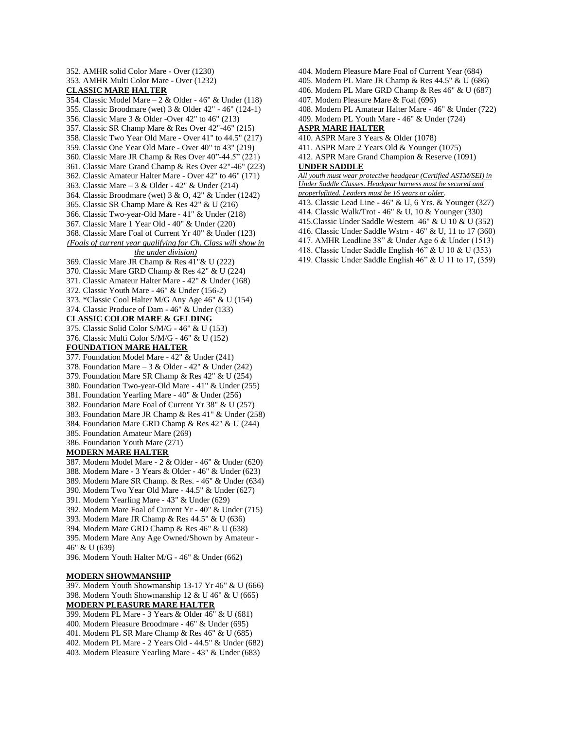352. AMHR solid Color Mare - Over (1230)
353. AMHR Multi Color Mare - Over (1232)

**CLASSIC MARE HALTER**

354. Classic Model Mare – 2 & Older - 46" & Under (118)
355. Classic Broodmare (wet) 3 & Older 42" - 46" (124-1)
356. Classic Mare 3 & Older -Over 42" to 46" (213)
357. Classic SR Champ Mare & Res Over 42"-46" (215)
358. Classic Two Year Old Mare - Over 41" to 44.5" (217)
359. Classic One Year Old Mare - Over 40" to 43" (219)
360. Classic Mare JR Champ & Res Over 40"-44.5" (221)
361. Classic Mare Grand Champ & Res Over 42"-46" (223)
362. Classic Amateur Halter Mare - Over 42" to 46" (171)
363. Classic Mare – 3 & Older - 42" & Under (214)
364. Classic Broodmare (wet) 3 & O, 42" & Under (1242)
365. Classic SR Champ Mare & Res 42" & U (216)
366. Classic Two-year-Old Mare - 41" & Under (218)
367. Classic Mare 1 Year Old - 40" & Under (220)
368. Classic Mare Foal of Current Yr 40" & Under (123)

*(Foals of current year qualifying for Ch. Class will show in the under division)*

369. Classic Mare JR Champ & Res 41"& U (222)
370. Classic Mare GRD Champ & Res 42" & U (224)
371. Classic Amateur Halter Mare - 42" & Under (168)
372. Classic Youth Mare - 46" & Under (156-2)
373. *Classic Cool Halter M/G Any Age 46" & U (154)
374. Classic Produce of Dam - 46" & Under (133)

**CLASSIC COLOR MARE & GELDING**

375. Classic Solid Color S/M/G - 46" & U (153)
376. Classic Multi Color S/M/G - 46" & U (152)

**FOUNDATION MARE HALTER**

377. Foundation Model Mare - 42" & Under (241)
378. Foundation Mare – 3 & Older - 42" & Under (242)
379. Foundation Mare SR Champ & Res 42" & U (254)
380. Foundation Two-year-Old Mare - 41" & Under (255)
381. Foundation Yearling Mare - 40" & Under (256)
382. Foundation Mare Foal of Current Yr 38" & U (257)
383. Foundation Mare JR Champ & Res 41" & Under (258)
384. Foundation Mare GRD Champ & Res 42" & U (244)
385. Foundation Amateur Mare (269)
386. Foundation Youth Mare (271)

**MODERN MARE HALTER**

387. Modern Model Mare - 2 & Older - 46" & Under (620)
388. Modern Mare - 3 Years & Older - 46" & Under (623)
389. Modern Mare SR Champ. & Res. - 46" & Under (634)
390. Modern Two Year Old Mare - 44.5" & Under (627)
391. Modern Yearling Mare - 43" & Under (629)
392. Modern Mare Foal of Current Yr - 40" & Under (715)
393. Modern Mare JR Champ & Res 44.5" & U (636)
394. Modern Mare GRD Champ & Res 46" & U (638)
395. Modern Mare Any Age Owned/Shown by Amateur - 46" & U (639)
396. Modern Youth Halter M/G - 46" & Under (662)

**MODERN SHOWMANSHIP**

397. Modern Youth Showmanship 13-17 Yr 46" & U (666)
398. Modern Youth Showmanship 12 & U 46" & U (665)

**MODERN PLEASURE MARE HALTER**

399. Modern PL Mare - 3 Years & Older 46" & U (681)
400. Modern Pleasure Broodmare - 46" & Under (695)
401. Modern PL SR Mare Champ & Res 46" & U (685)
402. Modern PL Mare - 2 Years Old - 44.5" & Under (682)
403. Modern Pleasure Yearling Mare - 43" & Under (683)
404. Modern Pleasure Mare Foal of Current Year (684)
405. Modern PL Mare JR Champ & Res 44.5" & U (686)
406. Modern PL Mare GRD Champ & Res 46" & U (687)
407. Modern Pleasure Mare & Foal (696)
408. Modern PL Amateur Halter Mare - 46" & Under (722)
409. Modern PL Youth Mare - 46" & Under (724)

**ASPR MARE HALTER**

410. ASPR Mare 3 Years & Older (1078)
411. ASPR Mare 2 Years Old & Younger (1075)
412. ASPR Mare Grand Champion & Reserve (1091)

**UNDER SADDLE**

*All youth must wear protective headgear (Certified ASTM/SEI) in Under Saddle Classes. Headgear harness must be secured and properlyfitted. Leaders must be 16 years or older*.

413. Classic Lead Line - 46" & U, 6 Yrs. & Younger (327)
414. Classic Walk/Trot - 46" & U, 10 & Younger (330)
415.Classic Under Saddle Western 46" & U 10 & U (352)
416. Classic Under Saddle Wstrn - 46" & U, 11 to 17 (360)
417. AMHR Leadline 38" & Under Age 6 & Under (1513)
418. Classic Under Saddle English 46" & U 10 & U (353)
419. Classic Under Saddle English 46" & U 11 to 17, (359)